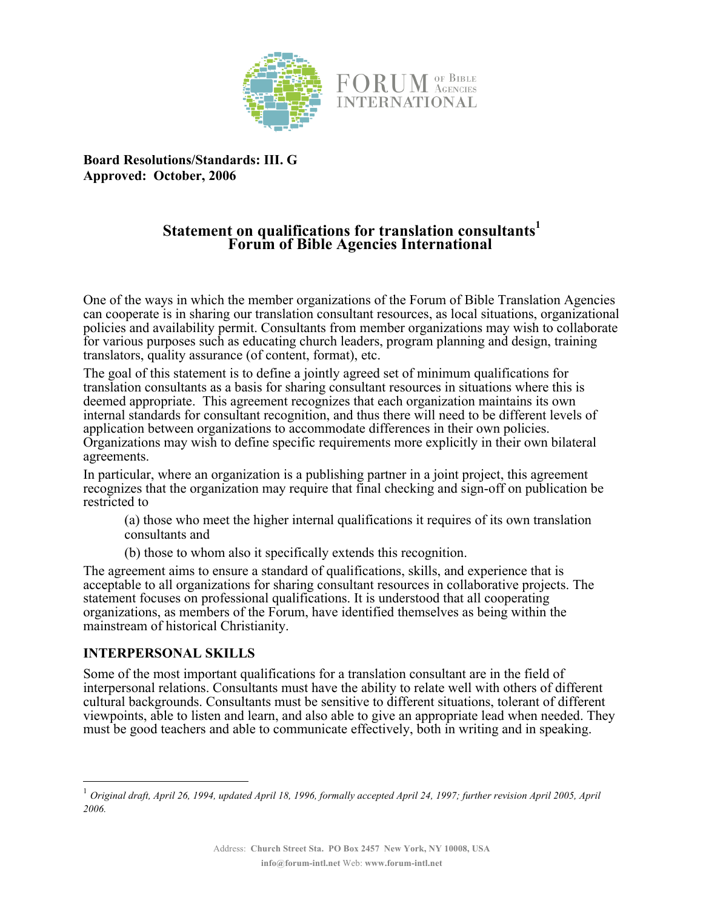**Board Resolutions/Standards: III. G**
**Approved: October, 2006**

# Statement on qualifications for translation consultants[1] Forum of Bible Agencies International

One of the ways in which the member organizations of the Forum of Bible Translation Agencies can cooperate is in sharing our translation consultant resources, as local situations, organizational policies and availability permit. Consultants from member organizations may wish to collaborate for various purposes such as educating church leaders, program planning and design, training translators, quality assurance (of content, format), etc.

The goal of this statement is to define a jointly agreed set of minimum qualifications for translation consultants as a basis for sharing consultant resources in situations where this is deemed appropriate. This agreement recognizes that each organization maintains its own internal standards for consultant recognition, and thus there will need to be different levels of application between organizations to accommodate differences in their own policies. Organizations may wish to define specific requirements more explicitly in their own bilateral agreements.

In particular, where an organization is a publishing partner in a joint project, this agreement recognizes that the organization may require that final checking and sign-off on publication be restricted to

(a) those who meet the higher internal qualifications it requires of its own translation consultants and

(b) those to whom also it specifically extends this recognition.

The agreement aims to ensure a standard of qualifications, skills, and experience that is acceptable to all organizations for sharing consultant resources in collaborative projects. The statement focuses on professional qualifications. It is understood that all cooperating organizations, as members of the Forum, have identified themselves as being within the mainstream of historical Christianity.

## INTERPERSONAL SKILLS

Some of the most important qualifications for a translation consultant are in the field of interpersonal relations. Consultants must have the ability to relate well with others of different cultural backgrounds. Consultants must be sensitive to different situations, tolerant of different viewpoints, able to listen and learn, and also able to give an appropriate lead when needed. They must be good teachers and able to communicate effectively, both in writing and in speaking.

[1] *Original draft, April 26, 1994, updated April 18, 1996, formally accepted April 24, 1997; further revision April 2005, April 2006.*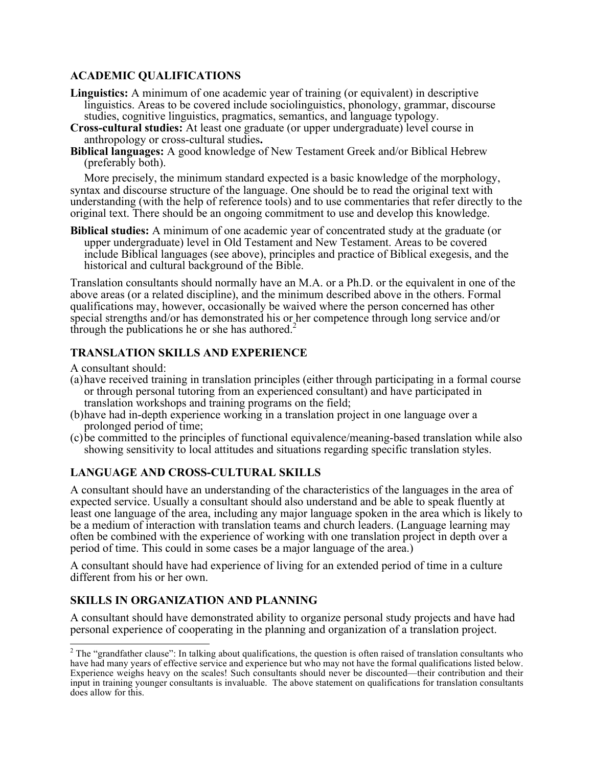## ACADEMIC QUALIFICATIONS

**Linguistics:** A minimum of one academic year of training (or equivalent) in descriptive linguistics. Areas to be covered include sociolinguistics, phonology, grammar, discourse studies, cognitive linguistics, pragmatics, semantics, and language typology.

**Cross-cultural studies:** At least one graduate (or upper undergraduate) level course in anthropology or cross-cultural studies**.**

**Biblical languages:** A good knowledge of New Testament Greek and/or Biblical Hebrew (preferably both).

More precisely, the minimum standard expected is a basic knowledge of the morphology, syntax and discourse structure of the language. One should be to read the original text with understanding (with the help of reference tools) and to use commentaries that refer directly to the original text. There should be an ongoing commitment to use and develop this knowledge.

**Biblical studies:** A minimum of one academic year of concentrated study at the graduate (or upper undergraduate) level in Old Testament and New Testament. Areas to be covered include Biblical languages (see above), principles and practice of Biblical exegesis, and the historical and cultural background of the Bible.

Translation consultants should normally have an M.A. or a Ph.D. or the equivalent in one of the above areas (or a related discipline), and the minimum described above in the others. Formal qualifications may, however, occasionally be waived where the person concerned has other special strengths and/or has demonstrated his or her competence through long service and/or through the publications he or she has authored.[2]

## TRANSLATION SKILLS AND EXPERIENCE

A consultant should:

(a) have received training in translation principles (either through participating in a formal course or through personal tutoring from an experienced consultant) and have participated in translation workshops and training programs on the field;

(b) have had in-depth experience working in a translation project in one language over a prolonged period of time;

(c) be committed to the principles of functional equivalence/meaning-based translation while also showing sensitivity to local attitudes and situations regarding specific translation styles.

## LANGUAGE AND CROSS-CULTURAL SKILLS

A consultant should have an understanding of the characteristics of the languages in the area of expected service. Usually a consultant should also understand and be able to speak fluently at least one language of the area, including any major language spoken in the area which is likely to be a medium of interaction with translation teams and church leaders. (Language learning may often be combined with the experience of working with one translation project in depth over a period of time. This could in some cases be a major language of the area.)

A consultant should have had experience of living for an extended period of time in a culture different from his or her own.

## SKILLS IN ORGANIZATION AND PLANNING

A consultant should have demonstrated ability to organize personal study projects and have had personal experience of cooperating in the planning and organization of a translation project.

---

[2] The "grandfather clause": In talking about qualifications, the question is often raised of translation consultants who have had many years of effective service and experience but who may not have the formal qualifications listed below. Experience weighs heavy on the scales! Such consultants should never be discounted—their contribution and their input in training younger consultants is invaluable. The above statement on qualifications for translation consultants does allow for this.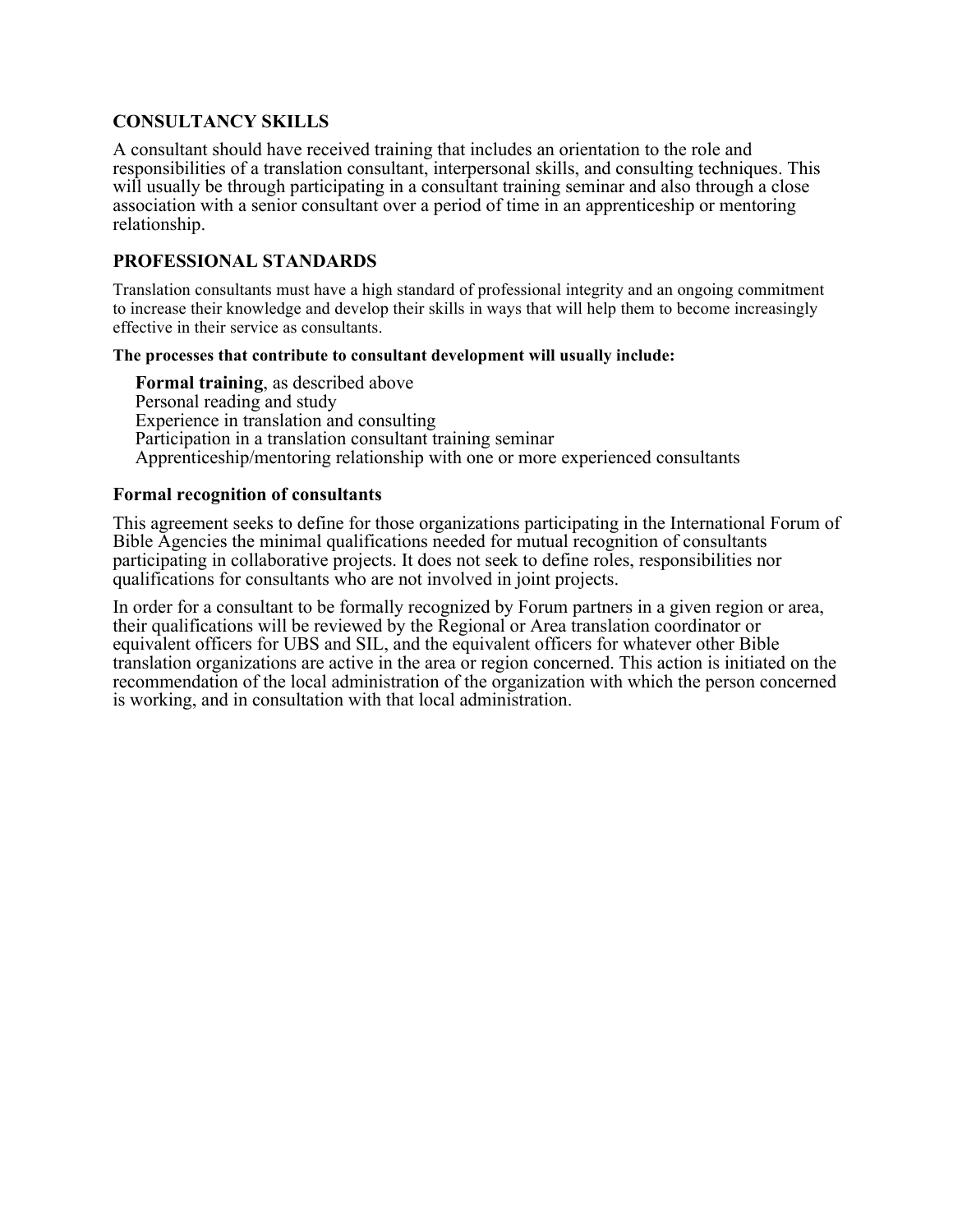## CONSULTANCY SKILLS

A consultant should have received training that includes an orientation to the role and responsibilities of a translation consultant, interpersonal skills, and consulting techniques. This will usually be through participating in a consultant training seminar and also through a close association with a senior consultant over a period of time in an apprenticeship or mentoring relationship.

## PROFESSIONAL STANDARDS

Translation consultants must have a high standard of professional integrity and an ongoing commitment to increase their knowledge and develop their skills in ways that will help them to become increasingly effective in their service as consultants.

**The processes that contribute to consultant development will usually include:**

- **Formal training**, as described above
- Personal reading and study
- Experience in translation and consulting
- Participation in a translation consultant training seminar
- Apprenticeship/mentoring relationship with one or more experienced consultants

### Formal recognition of consultants

This agreement seeks to define for those organizations participating in the International Forum of Bible Agencies the minimal qualifications needed for mutual recognition of consultants participating in collaborative projects. It does not seek to define roles, responsibilities nor qualifications for consultants who are not involved in joint projects.

In order for a consultant to be formally recognized by Forum partners in a given region or area, their qualifications will be reviewed by the Regional or Area translation coordinator or equivalent officers for UBS and SIL, and the equivalent officers for whatever other Bible translation organizations are active in the area or region concerned. This action is initiated on the recommendation of the local administration of the organization with which the person concerned is working, and in consultation with that local administration.